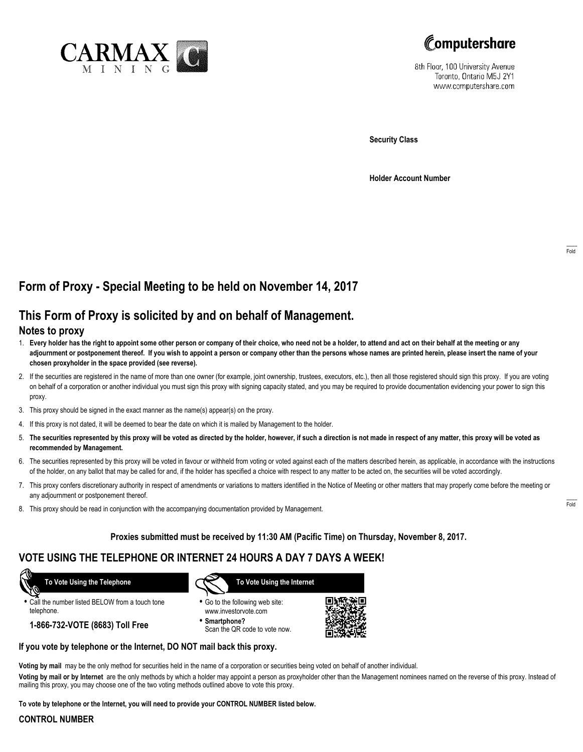CARMAX MINING

Computershare

8th Floor, 100 University Avenue
Toronto, Ontario M5J 2Y1
www.computershare.com

**Security Class**

**Holder Account Number**

Fold

## Form of Proxy - Special Meeting to be held on November 14, 2017

## This Form of Proxy is solicited by and on behalf of Management.

### Notes to proxy

1. **Every holder has the right to appoint some other person or company of their choice, who need not be a holder, to attend and act on their behalf at the meeting or any adjournment or postponement thereof. If you wish to appoint a person or company other than the persons whose names are printed herein, please insert the name of your chosen proxyholder in the space provided (see reverse).**
2. If the securities are registered in the name of more than one owner (for example, joint ownership, trustees, executors, etc.), then all those registered should sign this proxy. If you are voting on behalf of a corporation or another individual you must sign this proxy with signing capacity stated, and you may be required to provide documentation evidencing your power to sign this proxy.
3. This proxy should be signed in the exact manner as the name(s) appear(s) on the proxy.
4. If this proxy is not dated, it will be deemed to bear the date on which it is mailed by Management to the holder.
5. **The securities represented by this proxy will be voted as directed by the holder, however, if such a direction is not made in respect of any matter, this proxy will be voted as recommended by Management.**
6. The securities represented by this proxy will be voted in favour or withheld from voting or voted against each of the matters described herein, as applicable, in accordance with the instructions of the holder, on any ballot that may be called for and, if the holder has specified a choice with respect to any matter to be acted on, the securities will be voted accordingly.
7. This proxy confers discretionary authority in respect of amendments or variations to matters identified in the Notice of Meeting or other matters that may properly come before the meeting or any adjournment or postponement thereof.
8. This proxy should be read in conjunction with the accompanying documentation provided by Management.

Fold

**Proxies submitted must be received by 11:30 AM (Pacific Time) on Thursday, November 8, 2017.**

## VOTE USING THE TELEPHONE OR INTERNET 24 HOURS A DAY 7 DAYS A WEEK!

**To Vote Using the Telephone**

- Call the number listed BELOW from a touch tone telephone.

**1-866-732-VOTE (8683) Toll Free**

**To Vote Using the Internet**

- Go to the following web site: www.investorvote.com
- **Smartphone?** Scan the QR code to vote now.

**If you vote by telephone or the Internet, DO NOT mail back this proxy.**

**Voting by mail** may be the only method for securities held in the name of a corporation or securities being voted on behalf of another individual.

**Voting by mail or by Internet** are the only methods by which a holder may appoint a person as proxyholder other than the Management nominees named on the reverse of this proxy. Instead of mailing this proxy, you may choose one of the two voting methods outlined above to vote this proxy.

**To vote by telephone or the Internet, you will need to provide your CONTROL NUMBER listed below.**

**CONTROL NUMBER**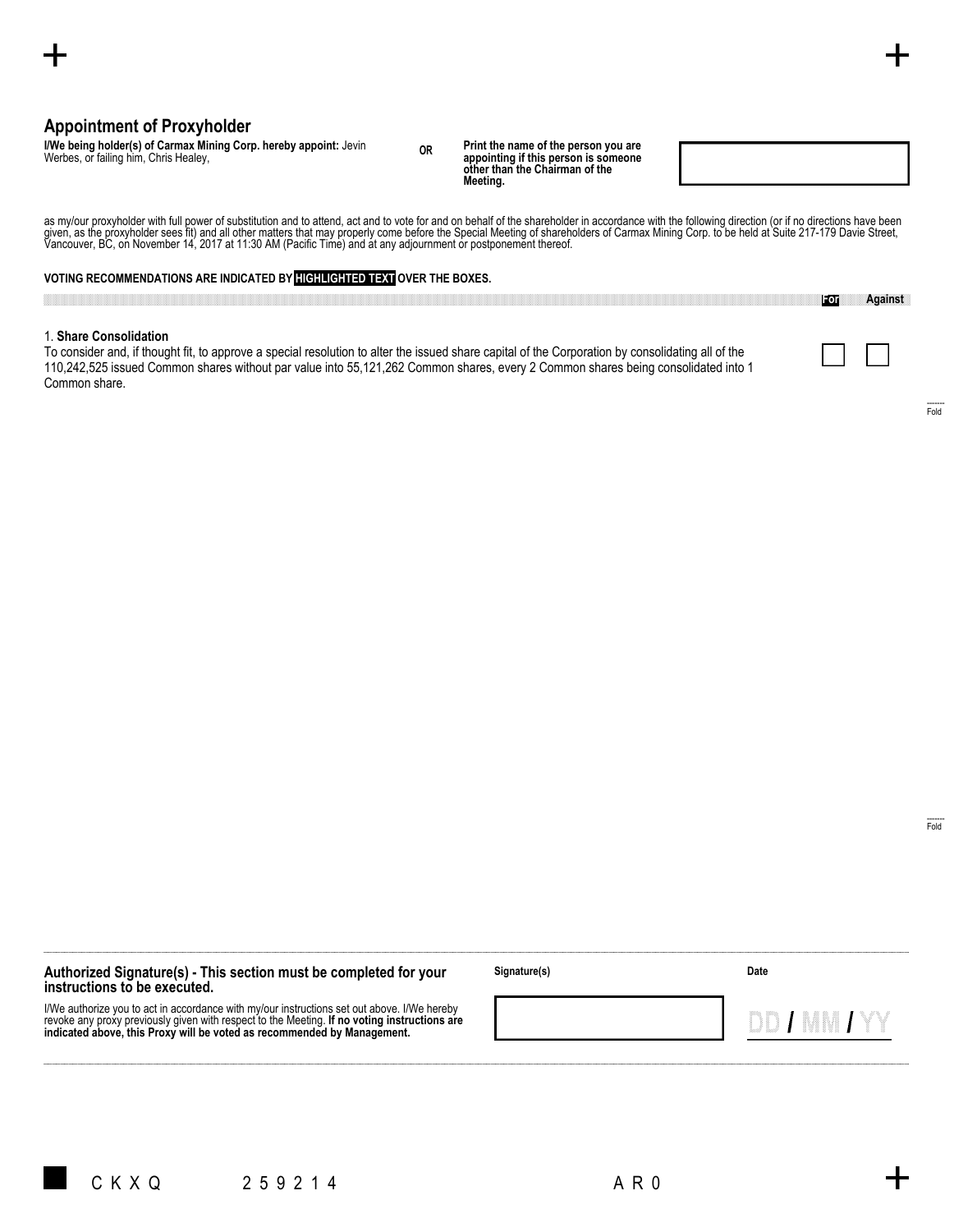## Appointment of Proxyholder

**I/We being holder(s) of Carmax Mining Corp. hereby appoint:** Jevin Werbes, or failing him, Chris Healey,

**OR**

**Print the name of the person you are appointing if this person is someone other than the Chairman of the Meeting.**

as my/our proxyholder with full power of substitution and to attend, act and to vote for and on behalf of the shareholder in accordance with the following direction (or if no directions have been given, as the proxyholder sees fit) and all other matters that may properly come before the Special Meeting of shareholders of Carmax Mining Corp. to be held at Suite 217-179 Davie Street, Vancouver, BC, on November 14, 2017 at 11:30 AM (Pacific Time) and at any adjournment or postponement thereof.

**VOTING RECOMMENDATIONS ARE INDICATED BY HIGHLIGHTED TEXT OVER THE BOXES.**

| | For | Against |
|---|---|---|
| 1. **Share Consolidation** To consider and, if thought fit, to approve a special resolution to alter the issued share capital of the Corporation by consolidating all of the 110,242,525 issued Common shares without par value into 55,121,262 Common shares, every 2 Common shares being consolidated into 1 Common share. | ☐ | ☐ |

Fold

Fold

**Authorized Signature(s) - This section must be completed for your instructions to be executed.**

I/We authorize you to act in accordance with my/our instructions set out above. I/We hereby revoke any proxy previously given with respect to the Meeting. **If no voting instructions are indicated above, this Proxy will be voted as recommended by Management.**

Signature(s)

Date

DD / MM / YY

C K X Q 2 5 9 2 1 4 A R 0